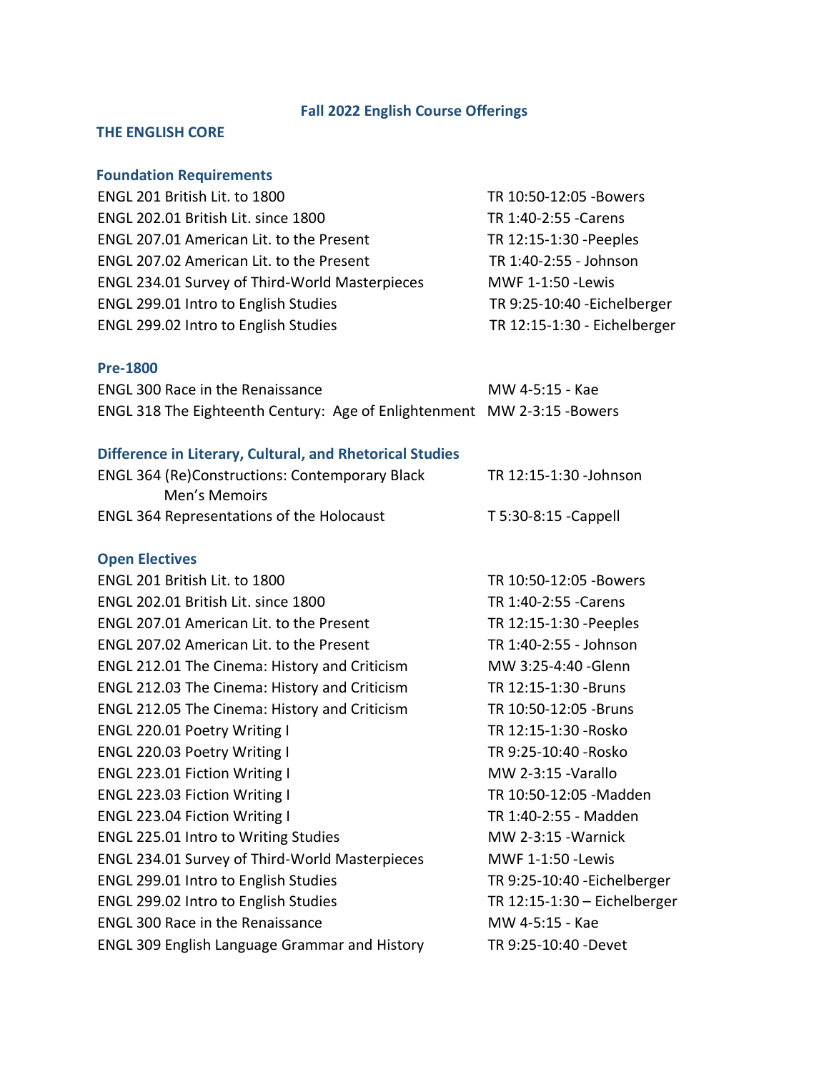# Fall 2022 English Course Offerings

## THE ENGLISH CORE

### Foundation Requirements

| | |
|---|---|
| ENGL 201 British Lit. to 1800 | TR 10:50-12:05 -Bowers |
| ENGL 202.01 British Lit. since 1800 | TR 1:40-2:55 -Carens |
| ENGL 207.01 American Lit. to the Present | TR 12:15-1:30 -Peeples |
| ENGL 207.02 American Lit. to the Present | TR 1:40-2:55 - Johnson |
| ENGL 234.01 Survey of Third-World Masterpieces | MWF 1-1:50 -Lewis |
| ENGL 299.01 Intro to English Studies | TR 9:25-10:40 -Eichelberger |
| ENGL 299.02 Intro to English Studies | TR 12:15-1:30 - Eichelberger |

### Pre-1800

| | |
|---|---|
| ENGL 300 Race in the Renaissance | MW 4-5:15 - Kae |
| ENGL 318 The Eighteenth Century: Age of Enlightenment | MW 2-3:15 -Bowers |

### Difference in Literary, Cultural, and Rhetorical Studies

| | |
|---|---|
| ENGL 364 (Re)Constructions: Contemporary Black Men's Memoirs | TR 12:15-1:30 -Johnson |
| ENGL 364 Representations of the Holocaust | T 5:30-8:15 -Cappell |

### Open Electives

| | |
|---|---|
| ENGL 201 British Lit. to 1800 | TR 10:50-12:05 -Bowers |
| ENGL 202.01 British Lit. since 1800 | TR 1:40-2:55 -Carens |
| ENGL 207.01 American Lit. to the Present | TR 12:15-1:30 -Peeples |
| ENGL 207.02 American Lit. to the Present | TR 1:40-2:55 - Johnson |
| ENGL 212.01 The Cinema: History and Criticism | MW 3:25-4:40 -Glenn |
| ENGL 212.03 The Cinema: History and Criticism | TR 12:15-1:30 -Bruns |
| ENGL 212.05 The Cinema: History and Criticism | TR 10:50-12:05 -Bruns |
| ENGL 220.01 Poetry Writing I | TR 12:15-1:30 -Rosko |
| ENGL 220.03 Poetry Writing I | TR 9:25-10:40 -Rosko |
| ENGL 223.01 Fiction Writing I | MW 2-3:15 -Varallo |
| ENGL 223.03 Fiction Writing I | TR 10:50-12:05 -Madden |
| ENGL 223.04 Fiction Writing I | TR 1:40-2:55 - Madden |
| ENGL 225.01 Intro to Writing Studies | MW 2-3:15 -Warnick |
| ENGL 234.01 Survey of Third-World Masterpieces | MWF 1-1:50 -Lewis |
| ENGL 299.01 Intro to English Studies | TR 9:25-10:40 -Eichelberger |
| ENGL 299.02 Intro to English Studies | TR 12:15-1:30 – Eichelberger |
| ENGL 300 Race in the Renaissance | MW 4-5:15 - Kae |
| ENGL 309 English Language Grammar and History | TR 9:25-10:40 -Devet |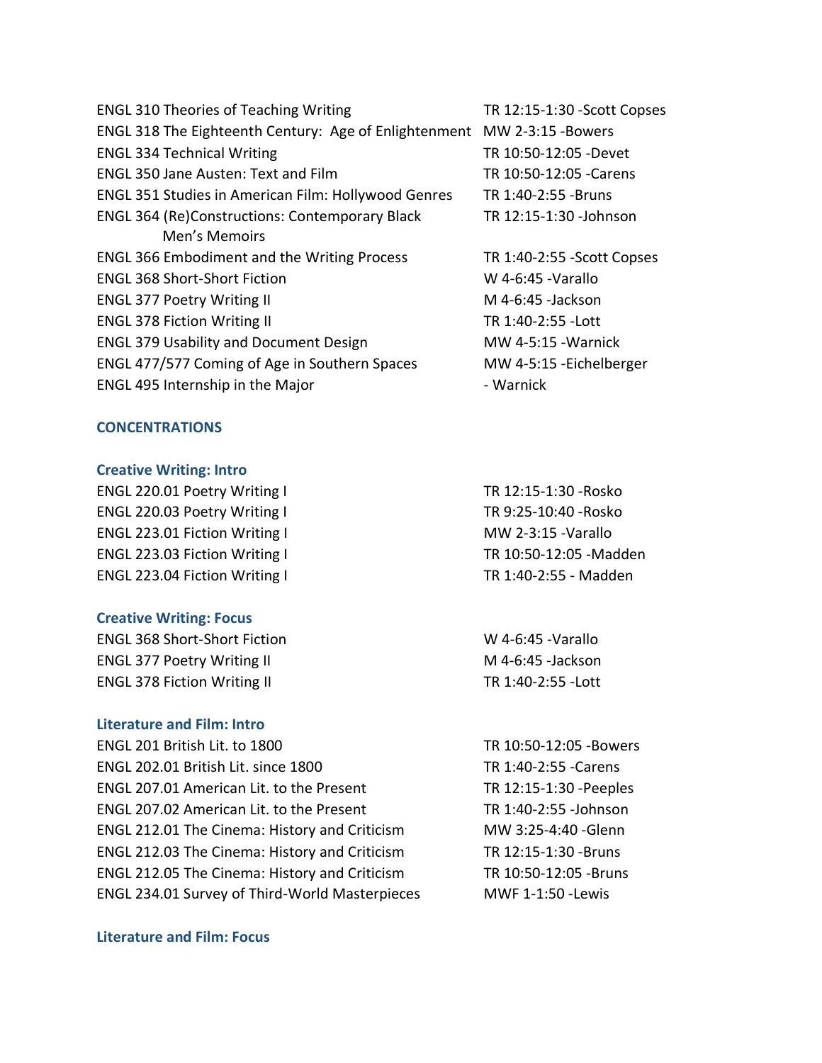ENGL 310 Theories of Teaching Writing TR 12:15-1:30 -Scott Copses
ENGL 318 The Eighteenth Century: Age of Enlightenment MW 2-3:15 -Bowers
ENGL 334 Technical Writing TR 10:50-12:05 -Devet
ENGL 350 Jane Austen: Text and Film TR 10:50-12:05 -Carens
ENGL 351 Studies in American Film: Hollywood Genres TR 1:40-2:55 -Bruns
ENGL 364 (Re)Constructions: Contemporary Black Men's Memoirs TR 12:15-1:30 -Johnson
ENGL 366 Embodiment and the Writing Process TR 1:40-2:55 -Scott Copses
ENGL 368 Short-Short Fiction W 4-6:45 -Varallo
ENGL 377 Poetry Writing II M 4-6:45 -Jackson
ENGL 378 Fiction Writing II TR 1:40-2:55 -Lott
ENGL 379 Usability and Document Design MW 4-5:15 -Warnick
ENGL 477/577 Coming of Age in Southern Spaces MW 4-5:15 -Eichelberger
ENGL 495 Internship in the Major - Warnick

## CONCENTRATIONS

### Creative Writing: Intro

ENGL 220.01 Poetry Writing I TR 12:15-1:30 -Rosko
ENGL 220.03 Poetry Writing I TR 9:25-10:40 -Rosko
ENGL 223.01 Fiction Writing I MW 2-3:15 -Varallo
ENGL 223.03 Fiction Writing I TR 10:50-12:05 -Madden
ENGL 223.04 Fiction Writing I TR 1:40-2:55 - Madden

### Creative Writing: Focus

ENGL 368 Short-Short Fiction W 4-6:45 -Varallo
ENGL 377 Poetry Writing II M 4-6:45 -Jackson
ENGL 378 Fiction Writing II TR 1:40-2:55 -Lott

### Literature and Film: Intro

ENGL 201 British Lit. to 1800 TR 10:50-12:05 -Bowers
ENGL 202.01 British Lit. since 1800 TR 1:40-2:55 -Carens
ENGL 207.01 American Lit. to the Present TR 12:15-1:30 -Peeples
ENGL 207.02 American Lit. to the Present TR 1:40-2:55 -Johnson
ENGL 212.01 The Cinema: History and Criticism MW 3:25-4:40 -Glenn
ENGL 212.03 The Cinema: History and Criticism TR 12:15-1:30 -Bruns
ENGL 212.05 The Cinema: History and Criticism TR 10:50-12:05 -Bruns
ENGL 234.01 Survey of Third-World Masterpieces MWF 1-1:50 -Lewis

### Literature and Film: Focus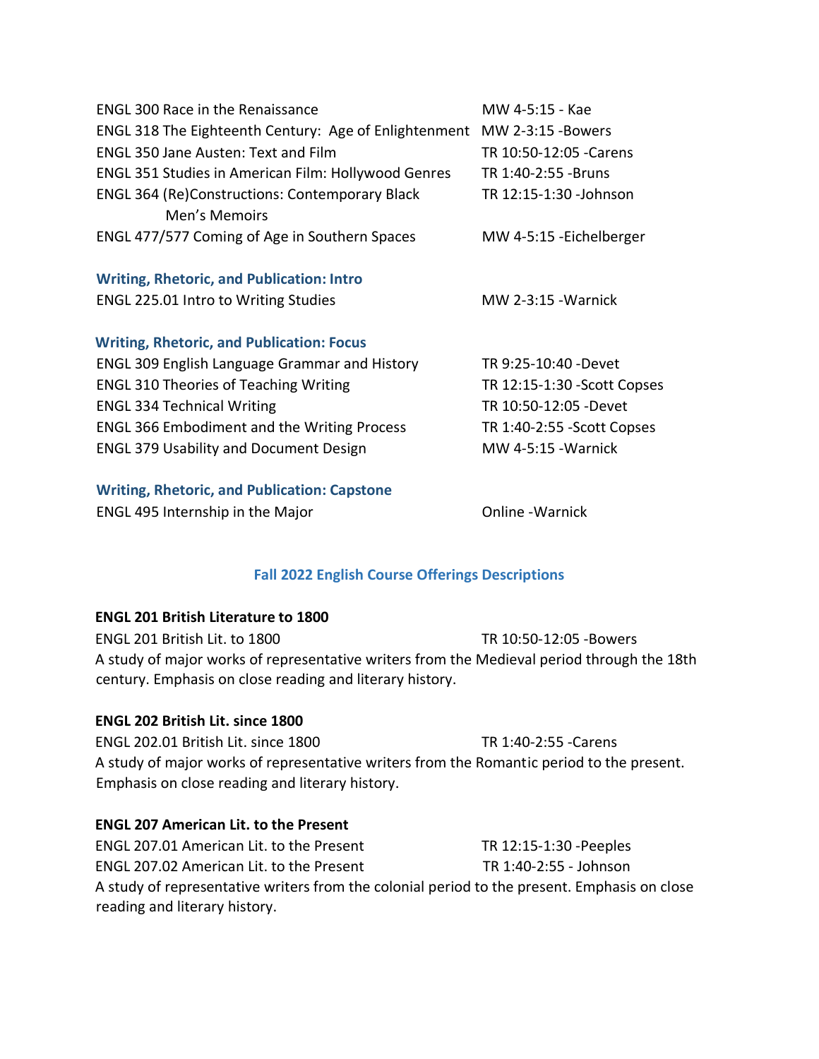ENGL 300 Race in the Renaissance MW 4-5:15 - Kae
ENGL 318 The Eighteenth Century: Age of Enlightenment MW 2-3:15 -Bowers
ENGL 350 Jane Austen: Text and Film TR 10:50-12:05 -Carens
ENGL 351 Studies in American Film: Hollywood Genres TR 1:40-2:55 -Bruns
ENGL 364 (Re)Constructions: Contemporary Black Men's Memoirs TR 12:15-1:30 -Johnson
ENGL 477/577 Coming of Age in Southern Spaces MW 4-5:15 -Eichelberger

### Writing, Rhetoric, and Publication: Intro

ENGL 225.01 Intro to Writing Studies MW 2-3:15 -Warnick

### Writing, Rhetoric, and Publication: Focus

ENGL 309 English Language Grammar and History TR 9:25-10:40 -Devet
ENGL 310 Theories of Teaching Writing TR 12:15-1:30 -Scott Copses
ENGL 334 Technical Writing TR 10:50-12:05 -Devet
ENGL 366 Embodiment and the Writing Process TR 1:40-2:55 -Scott Copses
ENGL 379 Usability and Document Design MW 4-5:15 -Warnick

### Writing, Rhetoric, and Publication: Capstone

ENGL 495 Internship in the Major Online -Warnick

## Fall 2022 English Course Offerings Descriptions

**ENGL 201 British Literature to 1800**

ENGL 201 British Lit. to 1800 TR 10:50-12:05 -Bowers
A study of major works of representative writers from the Medieval period through the 18th century. Emphasis on close reading and literary history.

**ENGL 202 British Lit. since 1800**

ENGL 202.01 British Lit. since 1800 TR 1:40-2:55 -Carens
A study of major works of representative writers from the Romantic period to the present. Emphasis on close reading and literary history.

**ENGL 207 American Lit. to the Present**

ENGL 207.01 American Lit. to the Present TR 12:15-1:30 -Peeples
ENGL 207.02 American Lit. to the Present TR 1:40-2:55 - Johnson
A study of representative writers from the colonial period to the present. Emphasis on close reading and literary history.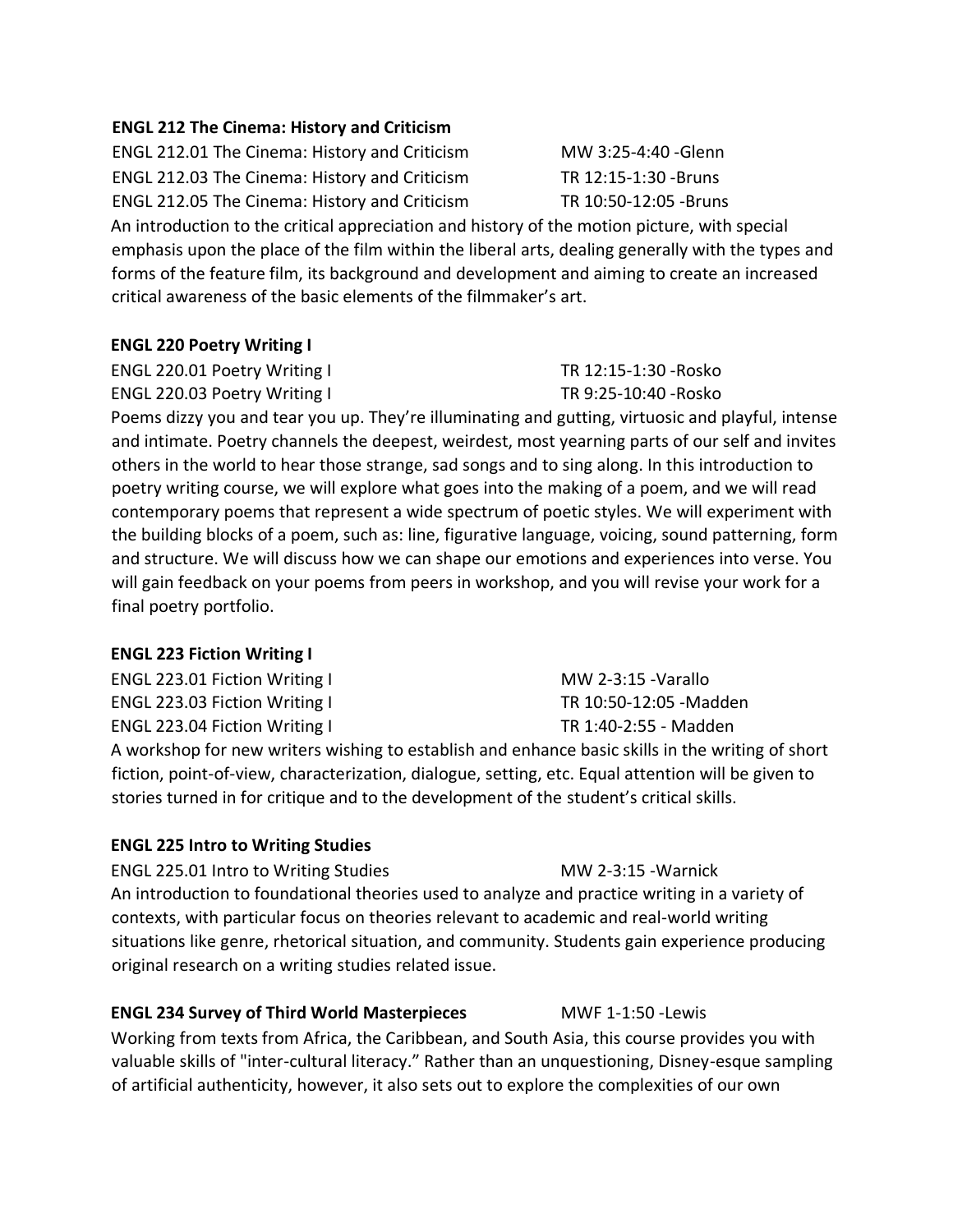### ENGL 212 The Cinema: History and Criticism

ENGL 212.01 The Cinema: History and Criticism MW 3:25-4:40 -Glenn
ENGL 212.03 The Cinema: History and Criticism TR 12:15-1:30 -Bruns
ENGL 212.05 The Cinema: History and Criticism TR 10:50-12:05 -Bruns

An introduction to the critical appreciation and history of the motion picture, with special emphasis upon the place of the film within the liberal arts, dealing generally with the types and forms of the feature film, its background and development and aiming to create an increased critical awareness of the basic elements of the filmmaker's art.

### ENGL 220 Poetry Writing I

ENGL 220.01 Poetry Writing I TR 12:15-1:30 -Rosko
ENGL 220.03 Poetry Writing I TR 9:25-10:40 -Rosko

Poems dizzy you and tear you up. They're illuminating and gutting, virtuosic and playful, intense and intimate. Poetry channels the deepest, weirdest, most yearning parts of our self and invites others in the world to hear those strange, sad songs and to sing along. In this introduction to poetry writing course, we will explore what goes into the making of a poem, and we will read contemporary poems that represent a wide spectrum of poetic styles. We will experiment with the building blocks of a poem, such as: line, figurative language, voicing, sound patterning, form and structure. We will discuss how we can shape our emotions and experiences into verse. You will gain feedback on your poems from peers in workshop, and you will revise your work for a final poetry portfolio.

### ENGL 223 Fiction Writing I

ENGL 223.01 Fiction Writing I MW 2-3:15 -Varallo
ENGL 223.03 Fiction Writing I TR 10:50-12:05 -Madden
ENGL 223.04 Fiction Writing I TR 1:40-2:55 - Madden

A workshop for new writers wishing to establish and enhance basic skills in the writing of short fiction, point-of-view, characterization, dialogue, setting, etc. Equal attention will be given to stories turned in for critique and to the development of the student's critical skills.

### ENGL 225 Intro to Writing Studies

ENGL 225.01 Intro to Writing Studies MW 2-3:15 -Warnick

An introduction to foundational theories used to analyze and practice writing in a variety of contexts, with particular focus on theories relevant to academic and real-world writing situations like genre, rhetorical situation, and community. Students gain experience producing original research on a writing studies related issue.

### ENGL 234 Survey of Third World Masterpieces MWF 1-1:50 -Lewis

Working from texts from Africa, the Caribbean, and South Asia, this course provides you with valuable skills of "inter-cultural literacy." Rather than an unquestioning, Disney-esque sampling of artificial authenticity, however, it also sets out to explore the complexities of our own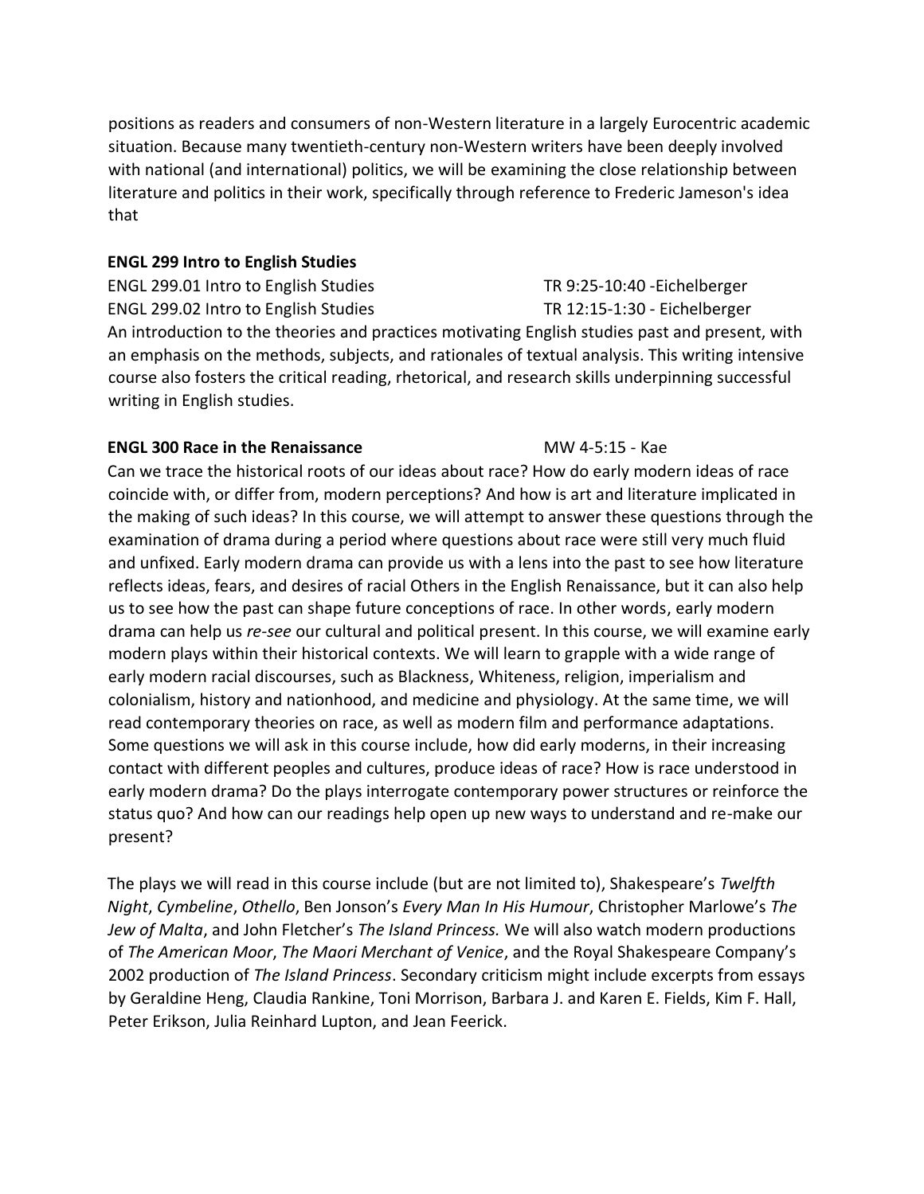positions as readers and consumers of non-Western literature in a largely Eurocentric academic situation. Because many twentieth-century non-Western writers have been deeply involved with national (and international) politics, we will be examining the close relationship between literature and politics in their work, specifically through reference to Frederic Jameson's idea that

**ENGL 299 Intro to English Studies**

ENGL 299.01 Intro to English Studies — TR 9:25-10:40 -Eichelberger
ENGL 299.02 Intro to English Studies — TR 12:15-1:30 - Eichelberger

An introduction to the theories and practices motivating English studies past and present, with an emphasis on the methods, subjects, and rationales of textual analysis. This writing intensive course also fosters the critical reading, rhetorical, and research skills underpinning successful writing in English studies.

**ENGL 300 Race in the Renaissance** — MW 4-5:15 - Kae

Can we trace the historical roots of our ideas about race? How do early modern ideas of race coincide with, or differ from, modern perceptions? And how is art and literature implicated in the making of such ideas? In this course, we will attempt to answer these questions through the examination of drama during a period where questions about race were still very much fluid and unfixed. Early modern drama can provide us with a lens into the past to see how literature reflects ideas, fears, and desires of racial Others in the English Renaissance, but it can also help us to see how the past can shape future conceptions of race. In other words, early modern drama can help us *re-see* our cultural and political present. In this course, we will examine early modern plays within their historical contexts. We will learn to grapple with a wide range of early modern racial discourses, such as Blackness, Whiteness, religion, imperialism and colonialism, history and nationhood, and medicine and physiology. At the same time, we will read contemporary theories on race, as well as modern film and performance adaptations. Some questions we will ask in this course include, how did early moderns, in their increasing contact with different peoples and cultures, produce ideas of race? How is race understood in early modern drama? Do the plays interrogate contemporary power structures or reinforce the status quo? And how can our readings help open up new ways to understand and re-make our present?

The plays we will read in this course include (but are not limited to), Shakespeare's *Twelfth Night*, *Cymbeline*, *Othello*, Ben Jonson's *Every Man In His Humour*, Christopher Marlowe's *The Jew of Malta*, and John Fletcher's *The Island Princess.* We will also watch modern productions of *The American Moor*, *The Maori Merchant of Venice*, and the Royal Shakespeare Company's 2002 production of *The Island Princess*. Secondary criticism might include excerpts from essays by Geraldine Heng, Claudia Rankine, Toni Morrison, Barbara J. and Karen E. Fields, Kim F. Hall, Peter Erikson, Julia Reinhard Lupton, and Jean Feerick.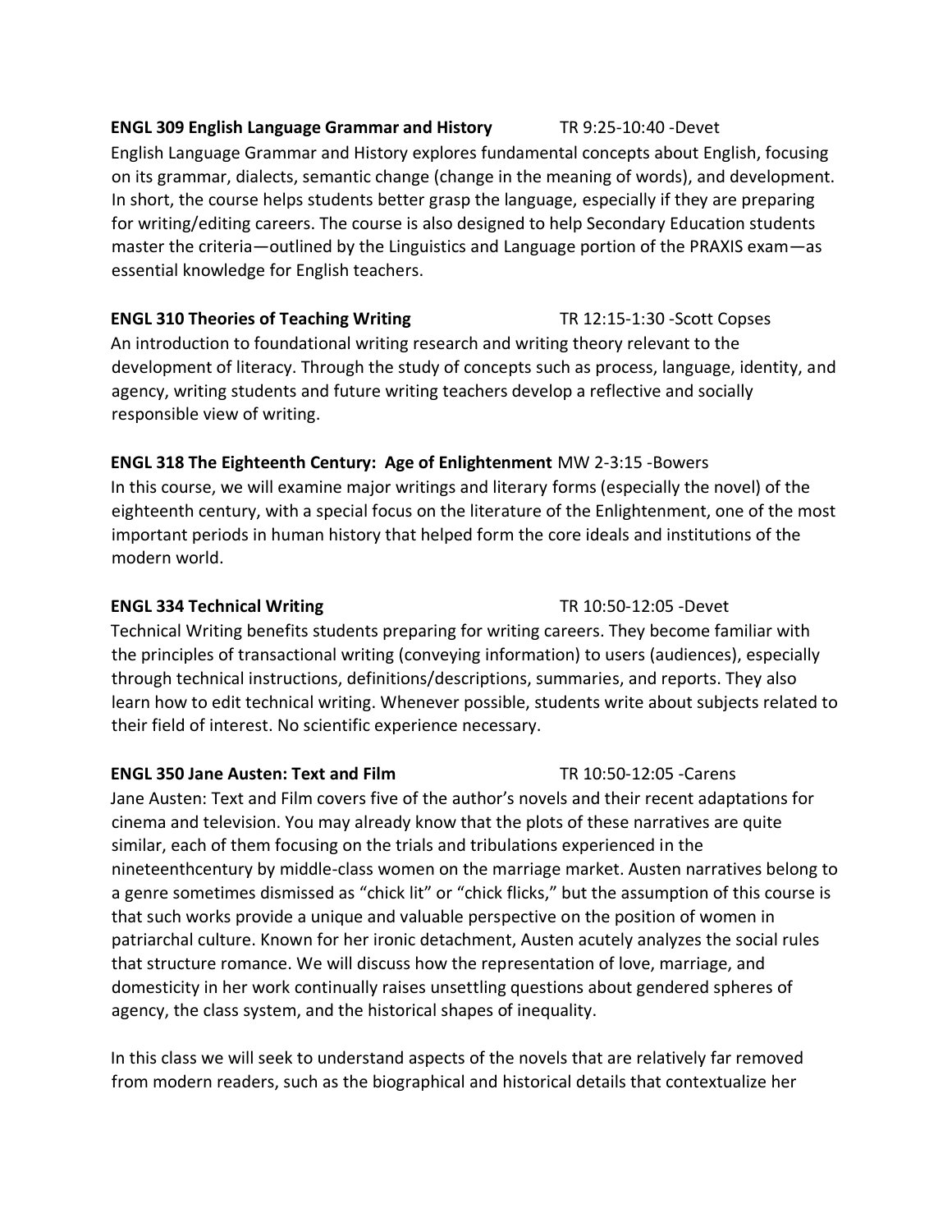**ENGL 309 English Language Grammar and History** TR 9:25-10:40 -Devet

English Language Grammar and History explores fundamental concepts about English, focusing on its grammar, dialects, semantic change (change in the meaning of words), and development. In short, the course helps students better grasp the language, especially if they are preparing for writing/editing careers. The course is also designed to help Secondary Education students master the criteria—outlined by the Linguistics and Language portion of the PRAXIS exam—as essential knowledge for English teachers.

**ENGL 310 Theories of Teaching Writing** TR 12:15-1:30 -Scott Copses

An introduction to foundational writing research and writing theory relevant to the development of literacy. Through the study of concepts such as process, language, identity, and agency, writing students and future writing teachers develop a reflective and socially responsible view of writing.

**ENGL 318 The Eighteenth Century: Age of Enlightenment** MW 2-3:15 -Bowers

In this course, we will examine major writings and literary forms (especially the novel) of the eighteenth century, with a special focus on the literature of the Enlightenment, one of the most important periods in human history that helped form the core ideals and institutions of the modern world.

**ENGL 334 Technical Writing** TR 10:50-12:05 -Devet

Technical Writing benefits students preparing for writing careers. They become familiar with the principles of transactional writing (conveying information) to users (audiences), especially through technical instructions, definitions/descriptions, summaries, and reports. They also learn how to edit technical writing. Whenever possible, students write about subjects related to their field of interest. No scientific experience necessary.

**ENGL 350 Jane Austen: Text and Film** TR 10:50-12:05 -Carens

Jane Austen: Text and Film covers five of the author's novels and their recent adaptations for cinema and television. You may already know that the plots of these narratives are quite similar, each of them focusing on the trials and tribulations experienced in the nineteenthcentury by middle-class women on the marriage market. Austen narratives belong to a genre sometimes dismissed as "chick lit" or "chick flicks," but the assumption of this course is that such works provide a unique and valuable perspective on the position of women in patriarchal culture. Known for her ironic detachment, Austen acutely analyzes the social rules that structure romance. We will discuss how the representation of love, marriage, and domesticity in her work continually raises unsettling questions about gendered spheres of agency, the class system, and the historical shapes of inequality.

In this class we will seek to understand aspects of the novels that are relatively far removed from modern readers, such as the biographical and historical details that contextualize her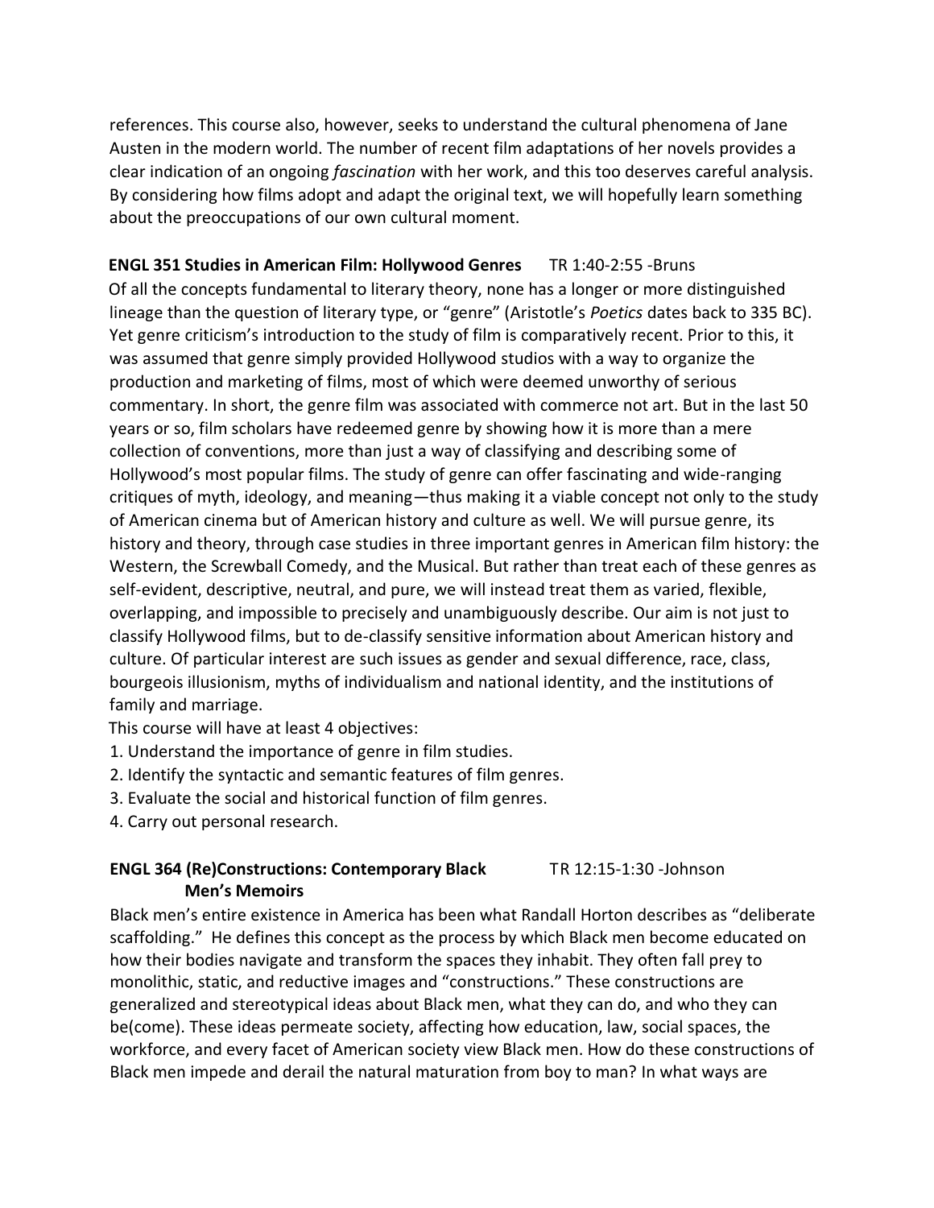references. This course also, however, seeks to understand the cultural phenomena of Jane Austen in the modern world. The number of recent film adaptations of her novels provides a clear indication of an ongoing *fascination* with her work, and this too deserves careful analysis. By considering how films adopt and adapt the original text, we will hopefully learn something about the preoccupations of our own cultural moment.

**ENGL 351 Studies in American Film: Hollywood Genres** TR 1:40-2:55 -Bruns

Of all the concepts fundamental to literary theory, none has a longer or more distinguished lineage than the question of literary type, or "genre" (Aristotle's *Poetics* dates back to 335 BC). Yet genre criticism's introduction to the study of film is comparatively recent. Prior to this, it was assumed that genre simply provided Hollywood studios with a way to organize the production and marketing of films, most of which were deemed unworthy of serious commentary. In short, the genre film was associated with commerce not art. But in the last 50 years or so, film scholars have redeemed genre by showing how it is more than a mere collection of conventions, more than just a way of classifying and describing some of Hollywood's most popular films. The study of genre can offer fascinating and wide-ranging critiques of myth, ideology, and meaning—thus making it a viable concept not only to the study of American cinema but of American history and culture as well. We will pursue genre, its history and theory, through case studies in three important genres in American film history: the Western, the Screwball Comedy, and the Musical. But rather than treat each of these genres as self-evident, descriptive, neutral, and pure, we will instead treat them as varied, flexible, overlapping, and impossible to precisely and unambiguously describe. Our aim is not just to classify Hollywood films, but to de-classify sensitive information about American history and culture. Of particular interest are such issues as gender and sexual difference, race, class, bourgeois illusionism, myths of individualism and national identity, and the institutions of family and marriage.

This course will have at least 4 objectives:

1. Understand the importance of genre in film studies.
2. Identify the syntactic and semantic features of film genres.
3. Evaluate the social and historical function of film genres.
4. Carry out personal research.

**ENGL 364 (Re)Constructions: Contemporary Black Men's Memoirs** TR 12:15-1:30 -Johnson

Black men's entire existence in America has been what Randall Horton describes as "deliberate scaffolding." He defines this concept as the process by which Black men become educated on how their bodies navigate and transform the spaces they inhabit. They often fall prey to monolithic, static, and reductive images and "constructions." These constructions are generalized and stereotypical ideas about Black men, what they can do, and who they can be(come). These ideas permeate society, affecting how education, law, social spaces, the workforce, and every facet of American society view Black men. How do these constructions of Black men impede and derail the natural maturation from boy to man? In what ways are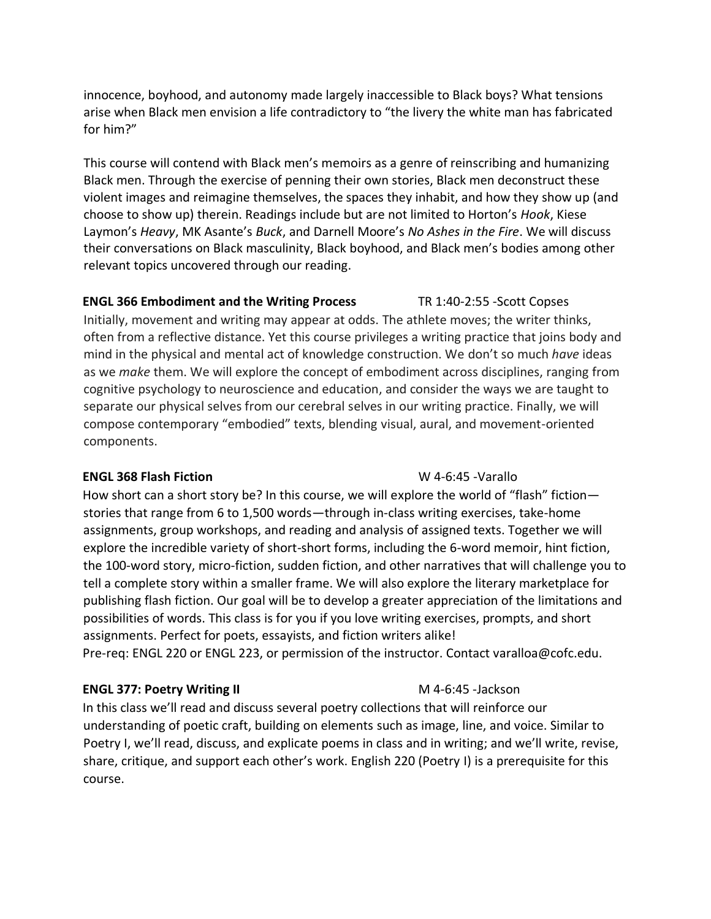innocence, boyhood, and autonomy made largely inaccessible to Black boys? What tensions arise when Black men envision a life contradictory to "the livery the white man has fabricated for him?"

This course will contend with Black men's memoirs as a genre of reinscribing and humanizing Black men. Through the exercise of penning their own stories, Black men deconstruct these violent images and reimagine themselves, the spaces they inhabit, and how they show up (and choose to show up) therein. Readings include but are not limited to Horton's *Hook*, Kiese Laymon's *Heavy*, MK Asante's *Buck*, and Darnell Moore's *No Ashes in the Fire*. We will discuss their conversations on Black masculinity, Black boyhood, and Black men's bodies among other relevant topics uncovered through our reading.

**ENGL 366 Embodiment and the Writing Process** TR 1:40-2:55 -Scott Copses

Initially, movement and writing may appear at odds. The athlete moves; the writer thinks, often from a reflective distance. Yet this course privileges a writing practice that joins body and mind in the physical and mental act of knowledge construction. We don't so much *have* ideas as we *make* them. We will explore the concept of embodiment across disciplines, ranging from cognitive psychology to neuroscience and education, and consider the ways we are taught to separate our physical selves from our cerebral selves in our writing practice. Finally, we will compose contemporary "embodied" texts, blending visual, aural, and movement-oriented components.

**ENGL 368 Flash Fiction** W 4-6:45 -Varallo

How short can a short story be? In this course, we will explore the world of "flash" fiction—stories that range from 6 to 1,500 words—through in-class writing exercises, take-home assignments, group workshops, and reading and analysis of assigned texts. Together we will explore the incredible variety of short-short forms, including the 6-word memoir, hint fiction, the 100-word story, micro-fiction, sudden fiction, and other narratives that will challenge you to tell a complete story within a smaller frame. We will also explore the literary marketplace for publishing flash fiction. Our goal will be to develop a greater appreciation of the limitations and possibilities of words. This class is for you if you love writing exercises, prompts, and short assignments. Perfect for poets, essayists, and fiction writers alike!
Pre-req: ENGL 220 or ENGL 223, or permission of the instructor. Contact varalloa@cofc.edu.

**ENGL 377: Poetry Writing II** M 4-6:45 -Jackson

In this class we'll read and discuss several poetry collections that will reinforce our understanding of poetic craft, building on elements such as image, line, and voice. Similar to Poetry I, we'll read, discuss, and explicate poems in class and in writing; and we'll write, revise, share, critique, and support each other's work. English 220 (Poetry I) is a prerequisite for this course.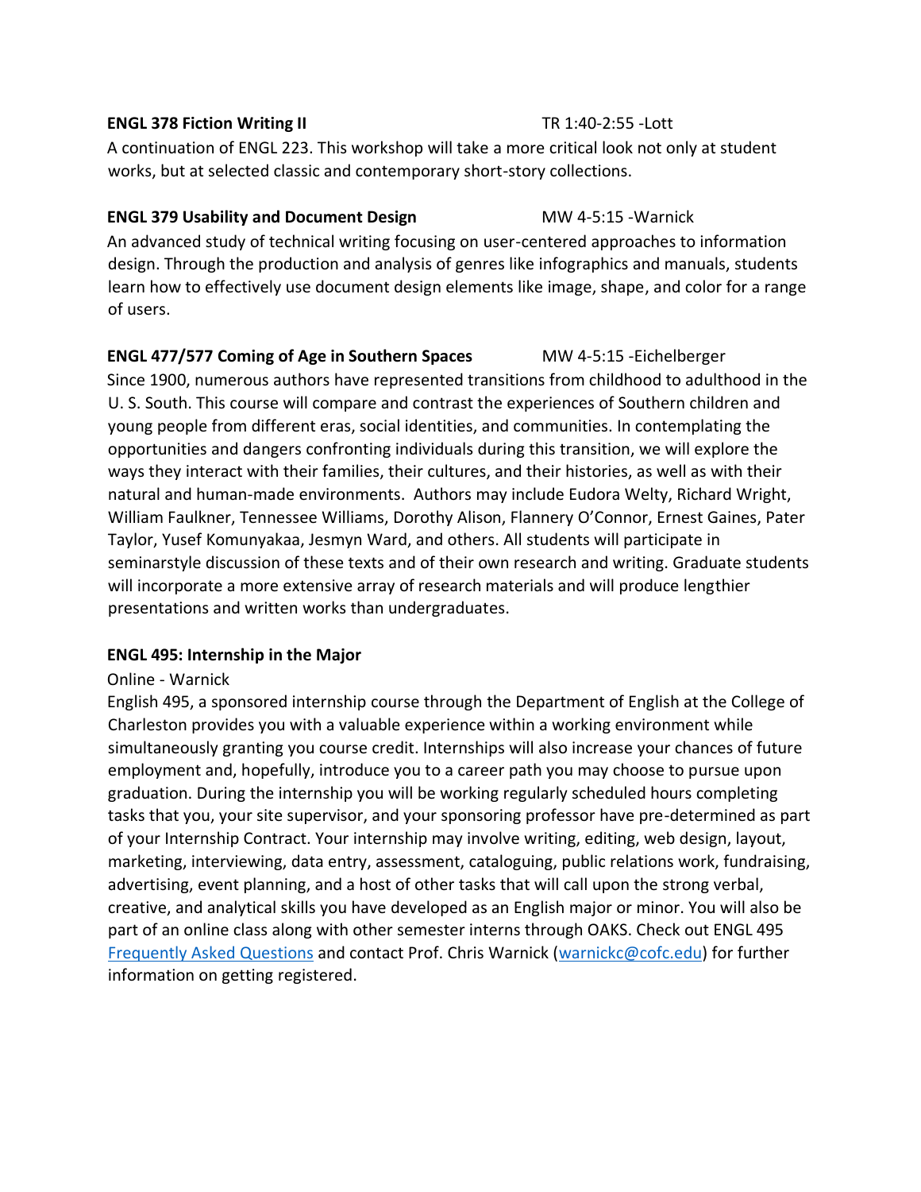**ENGL 378 Fiction Writing II** TR 1:40-2:55 -Lott

A continuation of ENGL 223. This workshop will take a more critical look not only at student works, but at selected classic and contemporary short-story collections.

**ENGL 379 Usability and Document Design** MW 4-5:15 -Warnick

An advanced study of technical writing focusing on user-centered approaches to information design. Through the production and analysis of genres like infographics and manuals, students learn how to effectively use document design elements like image, shape, and color for a range of users.

**ENGL 477/577 Coming of Age in Southern Spaces** MW 4-5:15 -Eichelberger

Since 1900, numerous authors have represented transitions from childhood to adulthood in the U. S. South. This course will compare and contrast the experiences of Southern children and young people from different eras, social identities, and communities. In contemplating the opportunities and dangers confronting individuals during this transition, we will explore the ways they interact with their families, their cultures, and their histories, as well as with their natural and human-made environments. Authors may include Eudora Welty, Richard Wright, William Faulkner, Tennessee Williams, Dorothy Alison, Flannery O'Connor, Ernest Gaines, Pater Taylor, Yusef Komunyakaa, Jesmyn Ward, and others. All students will participate in seminarstyle discussion of these texts and of their own research and writing. Graduate students will incorporate a more extensive array of research materials and will produce lengthier presentations and written works than undergraduates.

**ENGL 495: Internship in the Major**

Online - Warnick

English 495, a sponsored internship course through the Department of English at the College of Charleston provides you with a valuable experience within a working environment while simultaneously granting you course credit. Internships will also increase your chances of future employment and, hopefully, introduce you to a career path you may choose to pursue upon graduation. During the internship you will be working regularly scheduled hours completing tasks that you, your site supervisor, and your sponsoring professor have pre-determined as part of your Internship Contract. Your internship may involve writing, editing, web design, layout, marketing, interviewing, data entry, assessment, cataloguing, public relations work, fundraising, advertising, event planning, and a host of other tasks that will call upon the strong verbal, creative, and analytical skills you have developed as an English major or minor. You will also be part of an online class along with other semester interns through OAKS. Check out ENGL 495 Frequently Asked Questions and contact Prof. Chris Warnick (warnickc@cofc.edu) for further information on getting registered.